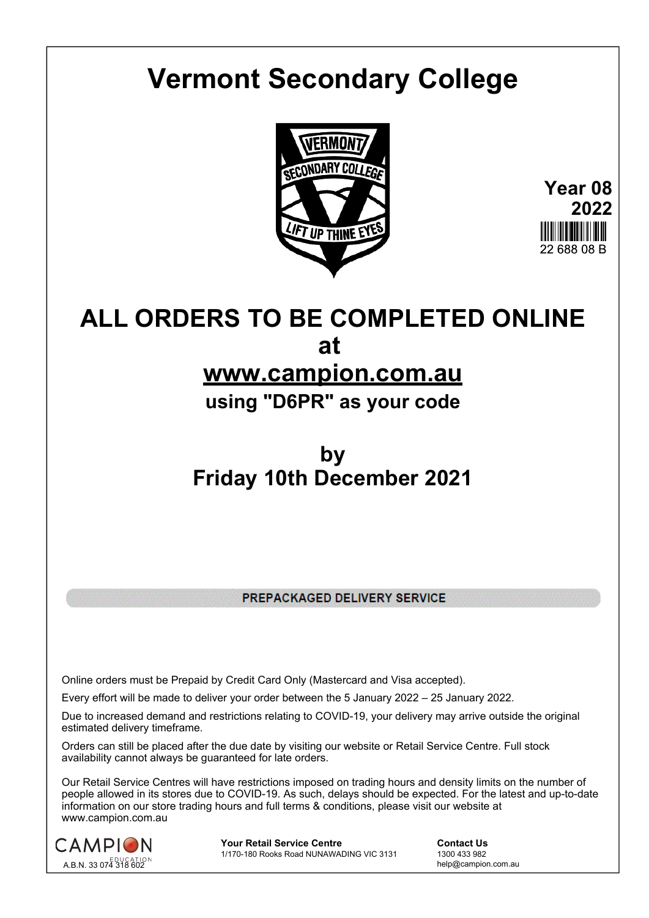# Vermont Secondary College

**Year 08**
**2022**
22 688 08 B

## ALL ORDERS TO BE COMPLETED ONLINE
## at
## www.campion.com.au
### using "D6PR" as your code

## by
## Friday 10th December 2021

**PREPACKAGED DELIVERY SERVICE**

Online orders must be Prepaid by Credit Card Only (Mastercard and Visa accepted).

Every effort will be made to deliver your order between the 5 January 2022 – 25 January 2022.

Due to increased demand and restrictions relating to COVID-19, your delivery may arrive outside the original estimated delivery timeframe.

Orders can still be placed after the due date by visiting our website or Retail Service Centre. Full stock availability cannot always be guaranteed for late orders.

Our Retail Service Centres will have restrictions imposed on trading hours and density limits on the number of people allowed in its stores due to COVID-19. As such, delays should be expected. For the latest and up-to-date information on our store trading hours and full terms & conditions, please visit our website at www.campion.com.au

CAMPION EDUCATION
A.B.N. 33 074 318 602

**Your Retail Service Centre**
1/170-180 Rooks Road NUNAWADING VIC 3131

**Contact Us**
1300 433 982
help@campion.com.au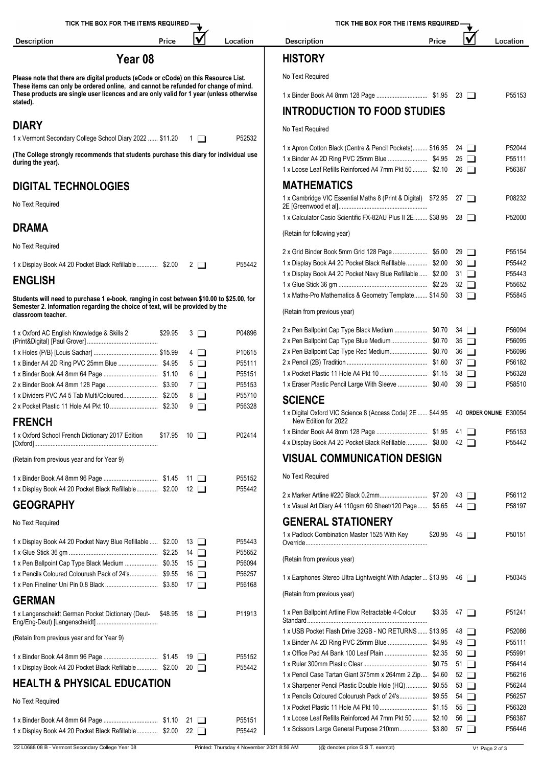# Year 08

**Please note that there are digital products (eCode or cCode) on this Resource List. These items can only be ordered online, and cannot be refunded for change of mind. These products are single user licences and are only valid for 1 year (unless otherwise stated).**

## DIARY

| Description | Price | Tick | Location |
|---|---|---|---|
| 1 x Vermont Secondary College School Diary 2022 | $11.20 | 1 ☐ | P52532 |

**(The College strongly recommends that students purchase this diary for individual use during the year).**

## DIGITAL TECHNOLOGIES

No Text Required

## DRAMA

No Text Required

| Description | Price | Tick | Location |
|---|---|---|---|
| 1 x Display Book A4 20 Pocket Black Refillable | $2.00 | 2 ☐ | P55442 |

## ENGLISH

**Students will need to purchase 1 e-book, ranging in cost between $10.00 to $25.00, for Semester 2. Information regarding the choice of text, will be provided by the classroom teacher.**

| Description | Price | Tick | Location |
|---|---|---|---|
| 1 x Oxford AC English Knowledge & Skills 2 (Print&Digital) [Paul Grover] | $29.95 | 3 ☐ | P04896 |
| 1 x Holes (P/B) [Louis Sachar] | $15.99 | 4 ☐ | P10615 |
| 1 x Binder A4 2D Ring PVC 25mm Blue | $4.95 | 5 ☐ | P55111 |
| 1 x Binder Book A4 8mm 64 Page | $1.10 | 6 ☐ | P55151 |
| 2 x Binder Book A4 8mm 128 Page | $3.90 | 7 ☐ | P55153 |
| 1 x Dividers PVC A4 5 Tab Multi/Coloured | $2.05 | 8 ☐ | P55710 |
| 2 x Pocket Plastic 11 Hole A4 Pkt 10 | $2.30 | 9 ☐ | P56328 |

## FRENCH

| Description | Price | Tick | Location |
|---|---|---|---|
| 1 x Oxford School French Dictionary 2017 Edition [Oxford] | $17.95 | 10 ☐ | P02414 |

(Retain from previous year and for Year 9)

| Description | Price | Tick | Location |
|---|---|---|---|
| 1 x Binder Book A4 8mm 96 Page | $1.45 | 11 ☐ | P55152 |
| 1 x Display Book A4 20 Pocket Black Refillable | $2.00 | 12 ☐ | P55442 |

## GEOGRAPHY

No Text Required

| Description | Price | Tick | Location |
|---|---|---|---|
| 1 x Display Book A4 20 Pocket Navy Blue Refillable | $2.00 | 13 ☐ | P55443 |
| 1 x Glue Stick 36 gm | $2.25 | 14 ☐ | P55652 |
| 1 x Pen Ballpoint Cap Type Black Medium | $0.35 | 15 ☐ | P56094 |
| 1 x Pencils Coloured Colourush Pack of 24's | $9.55 | 16 ☐ | P56257 |
| 1 x Pen Fineliner Uni Pin 0.8 Black | $3.80 | 17 ☐ | P56168 |

## GERMAN

| Description | Price | Tick | Location |
|---|---|---|---|
| 1 x Langenscheidt German Pocket Dictionary (Deut-Eng/Eng-Deut) [Langenscheidt] | $48.95 | 18 ☐ | P11913 |

(Retain from previous year and for Year 9)

| Description | Price | Tick | Location |
|---|---|---|---|
| 1 x Binder Book A4 8mm 96 Page | $1.45 | 19 ☐ | P55152 |
| 1 x Display Book A4 20 Pocket Black Refillable | $2.00 | 20 ☐ | P55442 |

## HEALTH & PHYSICAL EDUCATION

No Text Required

| Description | Price | Tick | Location |
|---|---|---|---|
| 1 x Binder Book A4 8mm 64 Page | $1.10 | 21 ☐ | P55151 |
| 1 x Display Book A4 20 Pocket Black Refillable | $2.00 | 22 ☐ | P55442 |

## HISTORY

No Text Required

| Description | Price | Tick | Location |
|---|---|---|---|
| 1 x Binder Book A4 8mm 128 Page | $1.95 | 23 ☐ | P55153 |

## INTRODUCTION TO FOOD STUDIES

No Text Required

| Description | Price | Tick | Location |
|---|---|---|---|
| 1 x Apron Cotton Black (Centre & Pencil Pockets) | $16.95 | 24 ☐ | P52044 |
| 1 x Binder A4 2D Ring PVC 25mm Blue | $4.95 | 25 ☐ | P55111 |
| 1 x Loose Leaf Refills Reinforced A4 7mm Pkt 50 | $2.10 | 26 ☐ | P56387 |

## MATHEMATICS

| Description | Price | Tick | Location |
|---|---|---|---|
| 1 x Cambridge VIC Essential Maths 8 (Print & Digital) 2E [Greenwood et al] | $72.95 | 27 ☐ | P08232 |
| 1 x Calculator Casio Scientific FX-82AU Plus II 2E | $38.95 | 28 ☐ | P52000 |

(Retain for following year)

| Description | Price | Tick | Location |
|---|---|---|---|
| 2 x Grid Binder Book 5mm Grid 128 Page | $5.00 | 29 ☐ | P55154 |
| 1 x Display Book A4 20 Pocket Black Refillable | $2.00 | 30 ☐ | P55442 |
| 1 x Display Book A4 20 Pocket Navy Blue Refillable | $2.00 | 31 ☐ | P55443 |
| 1 x Glue Stick 36 gm | $2.25 | 32 ☐ | P55652 |
| 1 x Maths-Pro Mathematics & Geometry Template | $14.50 | 33 ☐ | P55845 |

(Retain from previous year)

| Description | Price | Tick | Location |
|---|---|---|---|
| 2 x Pen Ballpoint Cap Type Black Medium | $0.70 | 34 ☐ | P56094 |
| 2 x Pen Ballpoint Cap Type Blue Medium | $0.70 | 35 ☐ | P56095 |
| 2 x Pen Ballpoint Cap Type Red Medium | $0.70 | 36 ☐ | P56096 |
| 2 x Pencil (2B) Tradition | $1.60 | 37 ☐ | P56182 |
| 1 x Pocket Plastic 11 Hole A4 Pkt 10 | $1.15 | 38 ☐ | P56328 |
| 1 x Eraser Plastic Pencil Large With Sleeve | $0.40 | 39 ☐ | P58510 |

## SCIENCE

| Description | Price | Tick | Location |
|---|---|---|---|
| 1 x Digital Oxford VIC Science 8 (Access Code) 2E New Edition for 2022 | $44.95 | 40 **ORDER ONLINE** | E30054 |
| 1 x Binder Book A4 8mm 128 Page | $1.95 | 41 ☐ | P55153 |
| 4 x Display Book A4 20 Pocket Black Refillable | $8.00 | 42 ☐ | P55442 |

## VISUAL COMMUNICATION DESIGN

No Text Required

| Description | Price | Tick | Location |
|---|---|---|---|
| 2 x Marker Artline #220 Black 0.2mm | $7.20 | 43 ☐ | P56112 |
| 1 x Visual Art Diary A4 110gsm 60 Sheet/120 Page | $5.65 | 44 ☐ | P58197 |

## GENERAL STATIONERY

| Description | Price | Tick | Location |
|---|---|---|---|
| 1 x Padlock Combination Master 1525 With Key Override | $20.95 | 45 ☐ | P50151 |

(Retain from previous year)

| Description | Price | Tick | Location |
|---|---|---|---|
| 1 x Earphones Stereo Ultra Lightweight With Adapter | $13.95 | 46 ☐ | P50345 |

(Retain from previous year)

| Description | Price | Tick | Location |
|---|---|---|---|
| 1 x Pen Ballpoint Artline Flow Retractable 4-Colour Standard | $3.35 | 47 ☐ | P51241 |
| 1 x USB Pocket Flash Drive 32GB - NO RETURNS | $13.95 | 48 ☐ | P52086 |
| 1 x Binder A4 2D Ring PVC 25mm Blue | $4.95 | 49 ☐ | P55111 |
| 1 x Office Pad A4 Bank 100 Leaf Plain | $2.35 | 50 ☐ | P55991 |
| 1 x Ruler 300mm Plastic Clear | $0.75 | 51 ☐ | P56414 |
| 1 x Pencil Case Tartan Giant 375mm x 264mm 2 Zip | $4.60 | 52 ☐ | P56216 |
| 1 x Sharpener Pencil Plastic Double Hole (HQ) | $0.55 | 53 ☐ | P56244 |
| 1 x Pencils Coloured Colourush Pack of 24's | $9.55 | 54 ☐ | P56257 |
| 1 x Pocket Plastic 11 Hole A4 Pkt 10 | $1.15 | 55 ☐ | P56328 |
| 1 x Loose Leaf Refills Reinforced A4 7mm Pkt 50 | $2.10 | 56 ☐ | P56387 |
| 1 x Scissors Large General Purpose 210mm | $3.80 | 57 ☐ | P56446 |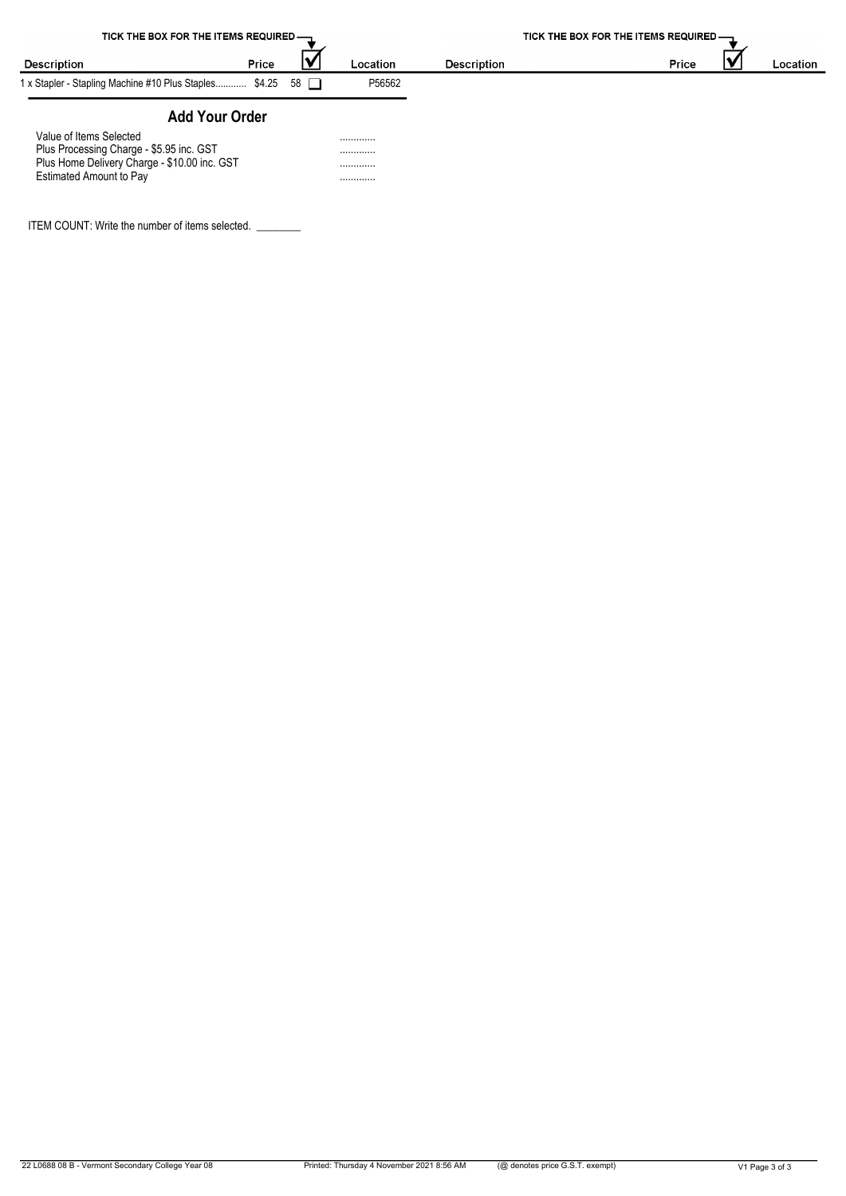| Description | Price | TICK THE BOX FOR THE ITEMS REQUIRED | | Location | Description | Price | TICK THE BOX FOR THE ITEMS REQUIRED | Location |
|---|---|---|---|---|---|---|---|---|
| 1 x Stapler - Stapling Machine #10 Plus Staples............ | $4.25 | 58 | ☐ | P56562 | | | | |

## Add Your Order

| | |
|---|---|
| Value of Items Selected | ............. |
| Plus Processing Charge - $5.95 inc. GST | ............. |
| Plus Home Delivery Charge - $10.00 inc. GST | ............. |
| Estimated Amount to Pay | ............. |

ITEM COUNT: Write the number of items selected. ________

22 L0688 08 B - Vermont Secondary College Year 08 Printed: Thursday 4 November 2021 8:56 AM (@ denotes price G.S.T. exempt) V1